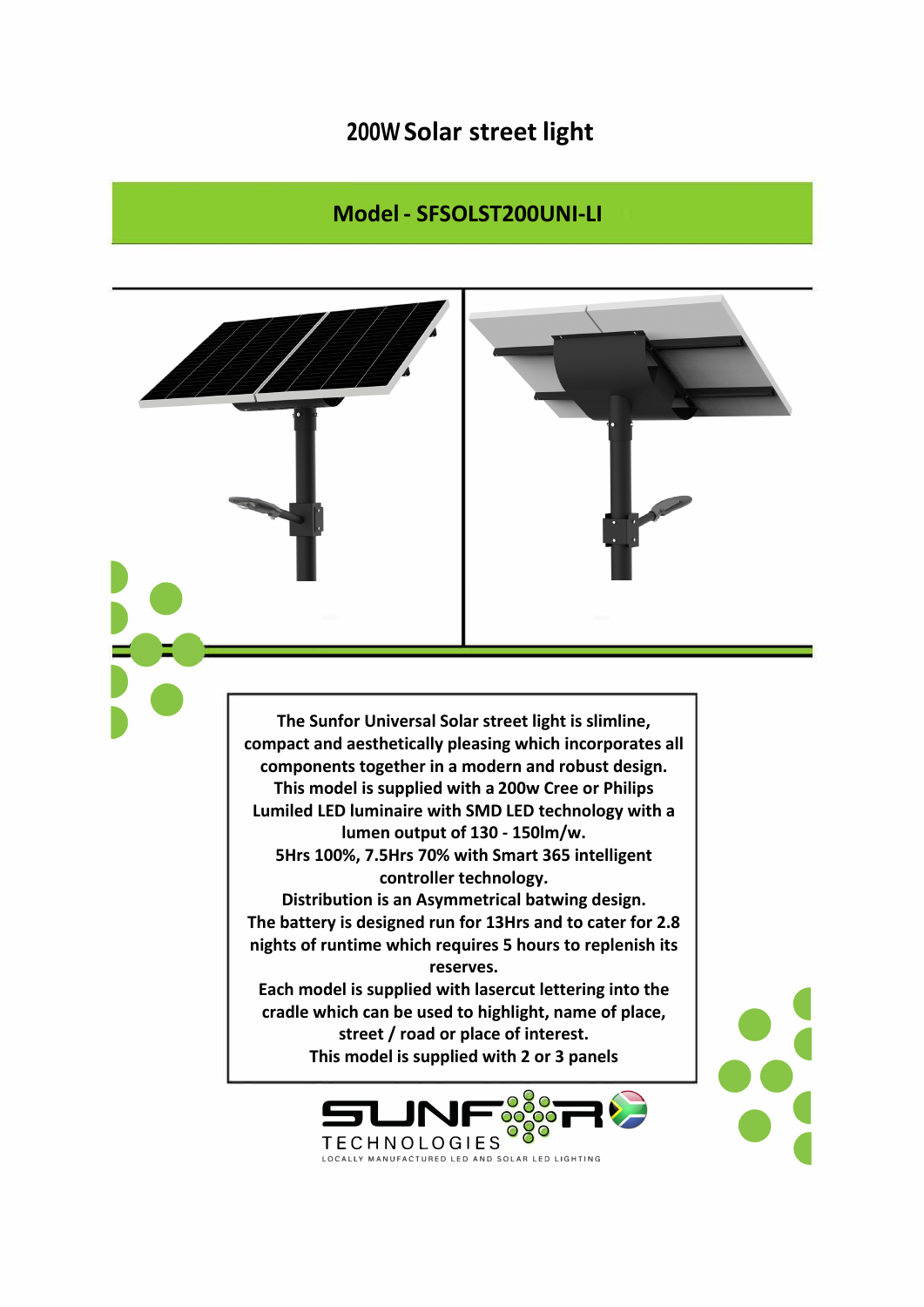# 200W Solar street light

## Model - SFSOLST200UNI-LI

The Sunfor Universal Solar street light is slimline, compact and aesthetically pleasing which incorporates all components together in a modern and robust design.
This model is supplied with a 200w Cree or Philips Lumiled LED luminaire with SMD LED technology with a lumen output of 130 - 150lm/w.
5Hrs 100%, 7.5Hrs 70% with Smart 365 intelligent controller technology.
Distribution is an Asymmetrical batwing design.
The battery is designed run for 13Hrs and to cater for 2.8 nights of runtime which requires 5 hours to replenish its reserves.
Each model is supplied with lasercut lettering into the cradle which can be used to highlight, name of place, street / road or place of interest.
This model is supplied with 2 or 3 panels

SUNFOR TECHNOLOGIES

LOCALLY MANUFACTURED LED AND SOLAR LED LIGHTING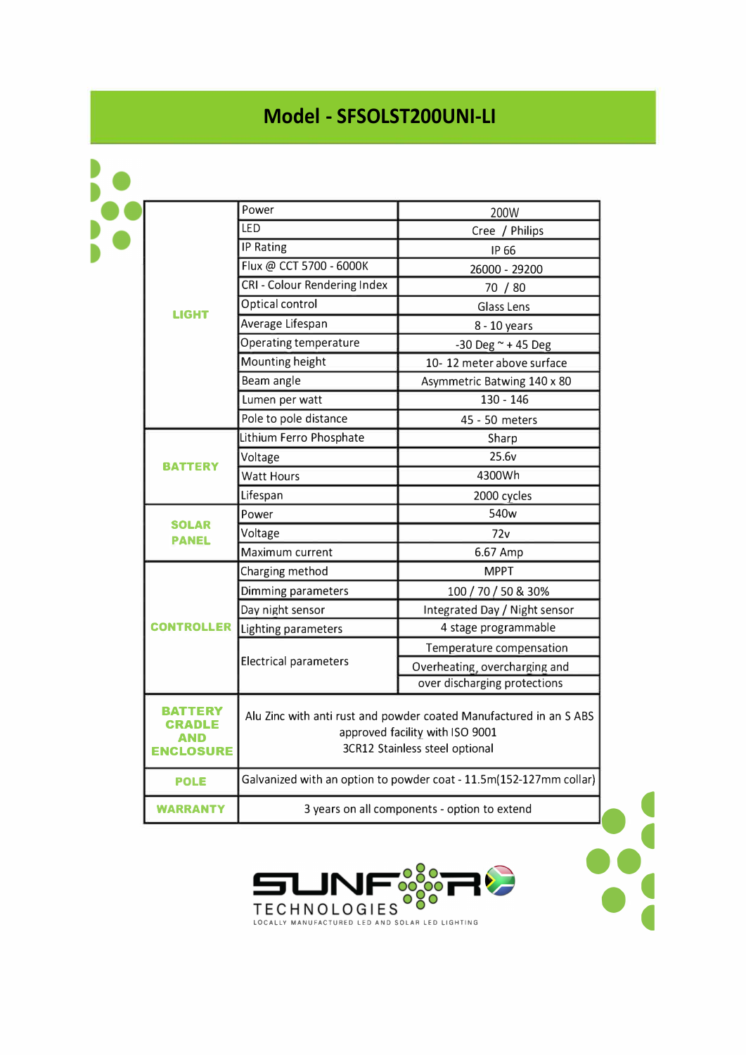# Model - SFSOLST200UNI-LI

| | | |
|---|---|---|
| LIGHT | Power | 200W |
| | LED | Cree / Philips |
| | IP Rating | IP 66 |
| | Flux @ CCT 5700 - 6000K | 26000 - 29200 |
| | CRI - Colour Rendering Index | 70 / 80 |
| | Optical control | Glass Lens |
| | Average Lifespan | 8 - 10 years |
| | Operating temperature | -30 Deg ~ + 45 Deg |
| | Mounting height | 10- 12 meter above surface |
| | Beam angle | Asymmetric Batwing 140 x 80 |
| | Lumen per watt | 130 - 146 |
| | Pole to pole distance | 45 - 50 meters |
| BATTERY | Lithium Ferro Phosphate | Sharp |
| | Voltage | 25.6v |
| | Watt Hours | 4300Wh |
| | Lifespan | 2000 cycles |
| SOLAR PANEL | Power | 540w |
| | Voltage | 72v |
| | Maximum current | 6.67 Amp |
| CONTROLLER | Charging method | MPPT |
| | Dimming parameters | 100 / 70 / 50 & 30% |
| | Day night sensor | Integrated Day / Night sensor |
| | Lighting parameters | 4 stage programmable |
| | Electrical parameters | Temperature compensation |
| | | Overheating, overcharging and over discharging protections |
| BATTERY CRADLE AND ENCLOSURE | Alu Zinc with anti rust and powder coated Manufactured in an S ABS approved facility with ISO 9001 3CR12 Stainless steel optional | |
| POLE | Galvanized with an option to powder coat - 11.5m(152-127mm collar) | |
| WARRANTY | 3 years on all components - option to extend | |

SUNFOR TECHNOLOGIES

LOCALLY MANUFACTURED LED AND SOLAR LED LIGHTING